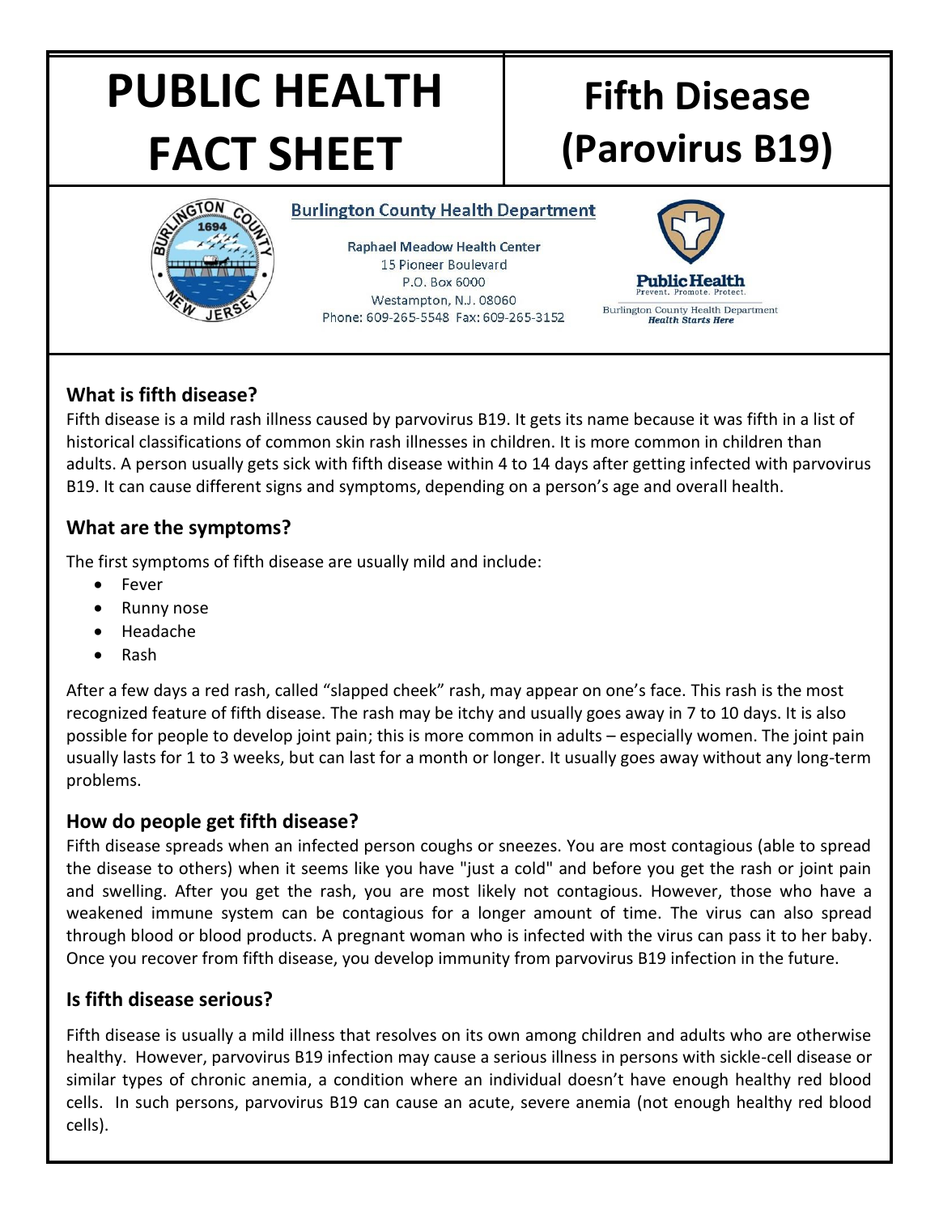# PUBLIC HEALTH FACT SHEET

# Fifth Disease (Parovirus B19)

**Burlington County Health Department**

Raphael Meadow Health Center
15 Pioneer Boulevard
P.O. Box 6000
Westampton, N.J. 08060
Phone: 609-265-5548 Fax: 609-265-3152

Public Health
Prevent. Promote. Protect.
Burlington County Health Department
*Health Starts Here*

## What is fifth disease?

Fifth disease is a mild rash illness caused by parvovirus B19. It gets its name because it was fifth in a list of historical classifications of common skin rash illnesses in children. It is more common in children than adults. A person usually gets sick with fifth disease within 4 to 14 days after getting infected with parvovirus B19. It can cause different signs and symptoms, depending on a person's age and overall health.

## What are the symptoms?

The first symptoms of fifth disease are usually mild and include:

- Fever
- Runny nose
- Headache
- Rash

After a few days a red rash, called "slapped cheek" rash, may appear on one's face. This rash is the most recognized feature of fifth disease. The rash may be itchy and usually goes away in 7 to 10 days. It is also possible for people to develop joint pain; this is more common in adults – especially women. The joint pain usually lasts for 1 to 3 weeks, but can last for a month or longer. It usually goes away without any long-term problems.

## How do people get fifth disease?

Fifth disease spreads when an infected person coughs or sneezes. You are most contagious (able to spread the disease to others) when it seems like you have "just a cold" and before you get the rash or joint pain and swelling. After you get the rash, you are most likely not contagious. However, those who have a weakened immune system can be contagious for a longer amount of time. The virus can also spread through blood or blood products. A pregnant woman who is infected with the virus can pass it to her baby. Once you recover from fifth disease, you develop immunity from parvovirus B19 infection in the future.

## Is fifth disease serious?

Fifth disease is usually a mild illness that resolves on its own among children and adults who are otherwise healthy. However, parvovirus B19 infection may cause a serious illness in persons with sickle-cell disease or similar types of chronic anemia, a condition where an individual doesn't have enough healthy red blood cells. In such persons, parvovirus B19 can cause an acute, severe anemia (not enough healthy red blood cells).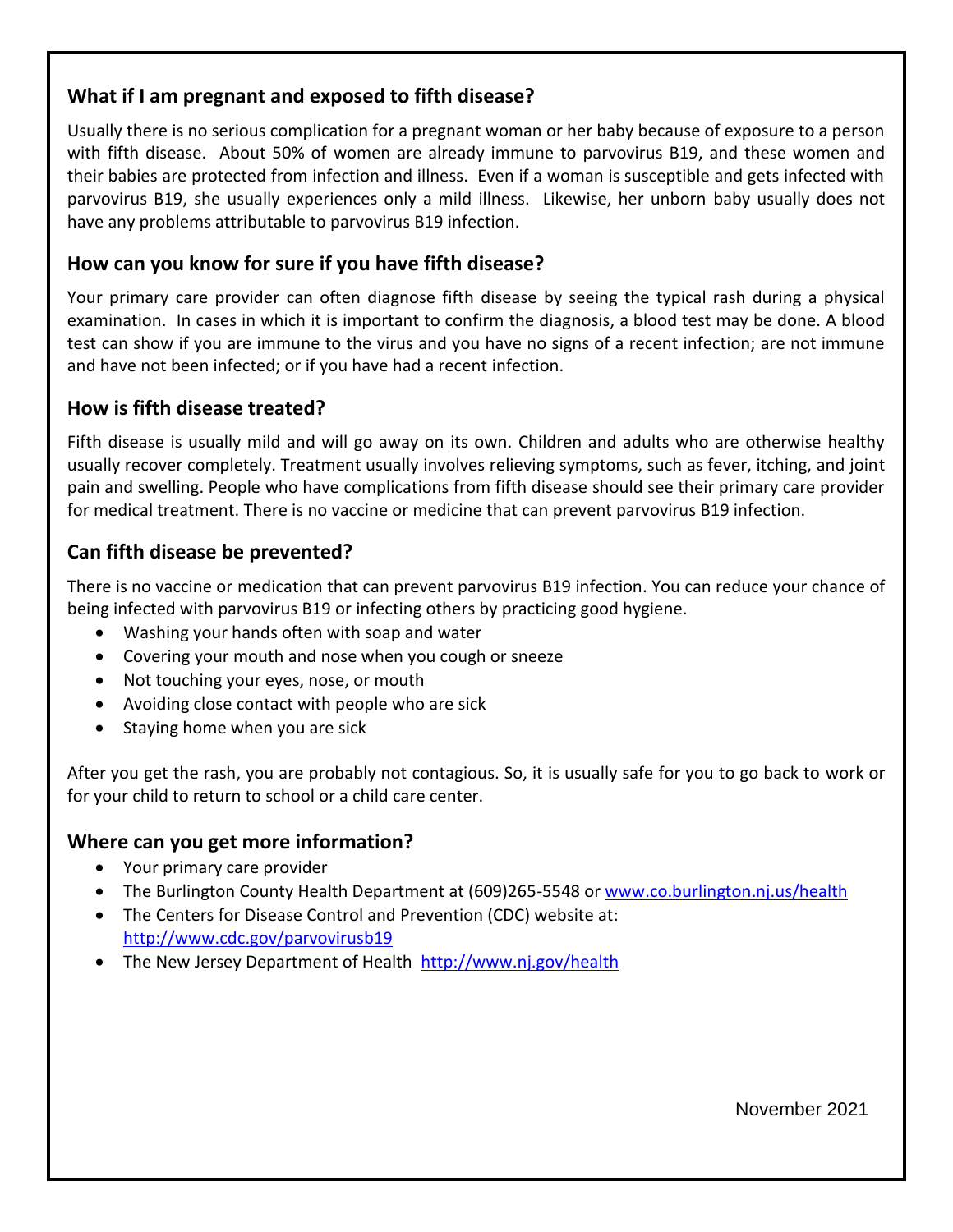## What if I am pregnant and exposed to fifth disease?

Usually there is no serious complication for a pregnant woman or her baby because of exposure to a person with fifth disease. About 50% of women are already immune to parvovirus B19, and these women and their babies are protected from infection and illness. Even if a woman is susceptible and gets infected with parvovirus B19, she usually experiences only a mild illness. Likewise, her unborn baby usually does not have any problems attributable to parvovirus B19 infection.

## How can you know for sure if you have fifth disease?

Your primary care provider can often diagnose fifth disease by seeing the typical rash during a physical examination. In cases in which it is important to confirm the diagnosis, a blood test may be done. A blood test can show if you are immune to the virus and you have no signs of a recent infection; are not immune and have not been infected; or if you have had a recent infection.

## How is fifth disease treated?

Fifth disease is usually mild and will go away on its own. Children and adults who are otherwise healthy usually recover completely. Treatment usually involves relieving symptoms, such as fever, itching, and joint pain and swelling. People who have complications from fifth disease should see their primary care provider for medical treatment. There is no vaccine or medicine that can prevent parvovirus B19 infection.

## Can fifth disease be prevented?

There is no vaccine or medication that can prevent parvovirus B19 infection. You can reduce your chance of being infected with parvovirus B19 or infecting others by practicing good hygiene.

- Washing your hands often with soap and water
- Covering your mouth and nose when you cough or sneeze
- Not touching your eyes, nose, or mouth
- Avoiding close contact with people who are sick
- Staying home when you are sick

After you get the rash, you are probably not contagious. So, it is usually safe for you to go back to work or for your child to return to school or a child care center.

## Where can you get more information?

- Your primary care provider
- The Burlington County Health Department at (609)265-5548 or www.co.burlington.nj.us/health
- The Centers for Disease Control and Prevention (CDC) website at: http://www.cdc.gov/parvovirusb19
- The New Jersey Department of Health http://www.nj.gov/health

November 2021